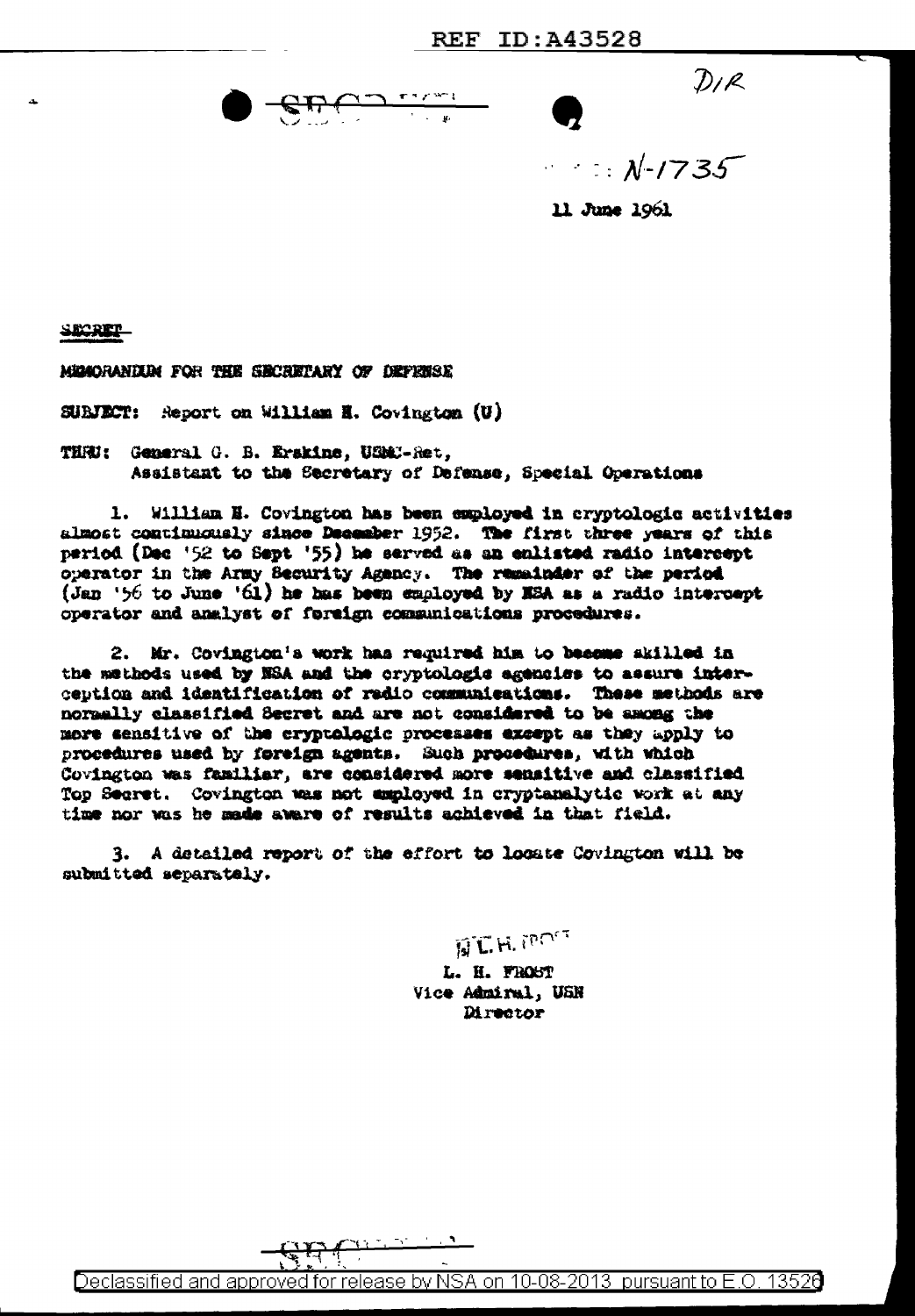REF ID:A43528

SECRET

DIR

N-1735

11 June 1961

SECRET

MEMORANDUM FOR THE SECRETARY OF DEFENSE

SUBJECT: Report on William H. Covington (U)

THRU: General G. B. Erskine, USMC-Ret,
Assistant to the Secretary of Defense, Special Operations

1. William H. Covington has been employed in cryptologic activities almost continuously since December 1952. The first three years of this period (Dec '52 to Sept '55) he served as an enlisted radio intercept operator in the Army Security Agency. The remainder of the period (Jan '56 to June '61) he has been employed by NSA as a radio intercept operator and analyst of foreign communications procedures.

2. Mr. Covington's work has required him to become skilled in the methods used by NSA and the cryptologic agencies to assure interception and identification of radio communications. These methods are normally classified Secret and are not considered to be among the more sensitive of the cryptologic processes except as they apply to procedures used by foreign agents. Such procedures, with which Covington was familiar, are considered more sensitive and classified Top Secret. Covington was not employed in cryptanalytic work at any time nor was he made aware of results achieved in that field.

3. A detailed report of the effort to locate Covington will be submitted separately.

/s/ L. H. FROST

L. H. FROST
Vice Admiral, USN
Director

SECRET

Declassified and approved for release by NSA on 10-08-2013 pursuant to E.O. 13526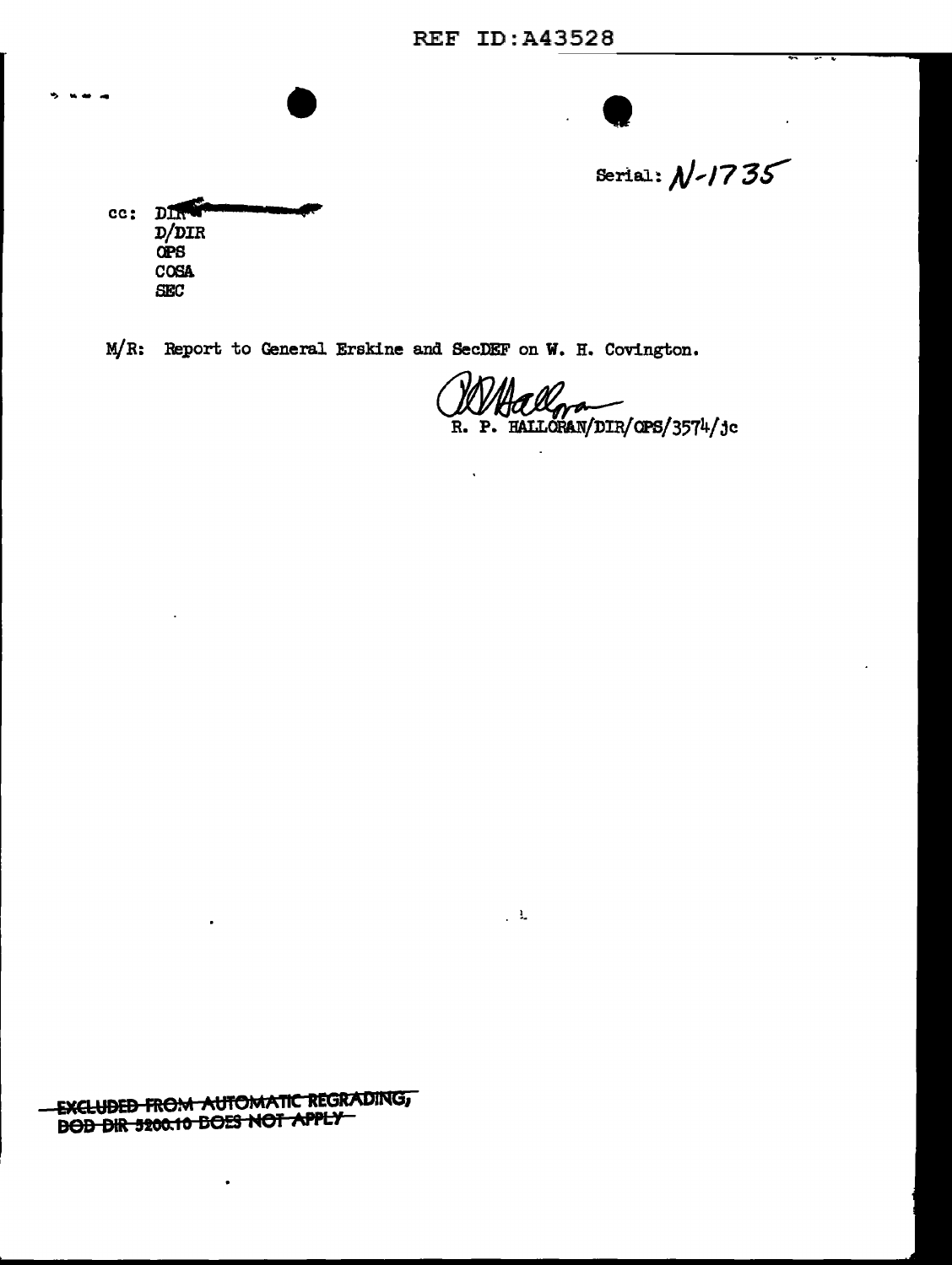Serial: N-1735

cc: DIR
D/DIR
OPS
COSA
SEC

M/R: Report to General Erskine and SecDEF on W. H. Covington.

R. P. HALLORAN/DIR/OPS/3574/jc

EXCLUDED FROM AUTOMATIC REGRADING; DOD DIR 5200.10 DOES NOT APPLY